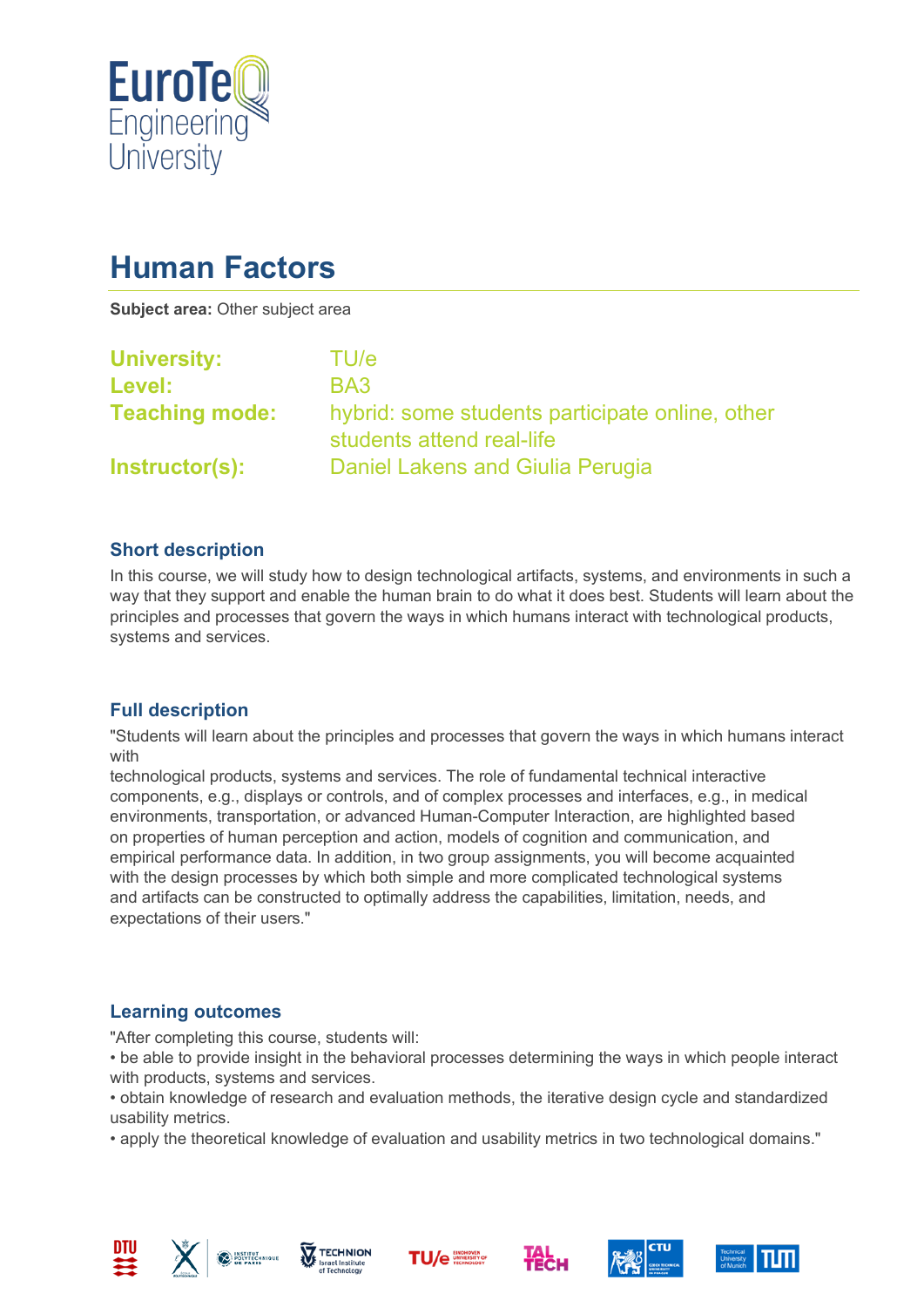# Human Factors

**Subject area:** Other subject area

**University:** TU/e
**Level:** BA3
**Teaching mode:** hybrid: some students participate online, other students attend real-life
**Instructor(s):** Daniel Lakens and Giulia Perugia

### Short description

In this course, we will study how to design technological artifacts, systems, and environments in such a way that they support and enable the human brain to do what it does best. Students will learn about the principles and processes that govern the ways in which humans interact with technological products, systems and services.

### Full description

"Students will learn about the principles and processes that govern the ways in which humans interact with
technological products, systems and services. The role of fundamental technical interactive components, e.g., displays or controls, and of complex processes and interfaces, e.g., in medical environments, transportation, or advanced Human-Computer Interaction, are highlighted based on properties of human perception and action, models of cognition and communication, and empirical performance data. In addition, in two group assignments, you will become acquainted with the design processes by which both simple and more complicated technological systems and artifacts can be constructed to optimally address the capabilities, limitation, needs, and expectations of their users."

### Learning outcomes

"After completing this course, students will:
• be able to provide insight in the behavioral processes determining the ways in which people interact with products, systems and services.
• obtain knowledge of research and evaluation methods, the iterative design cycle and standardized usability metrics.
• apply the theoretical knowledge of evaluation and usability metrics in two technological domains."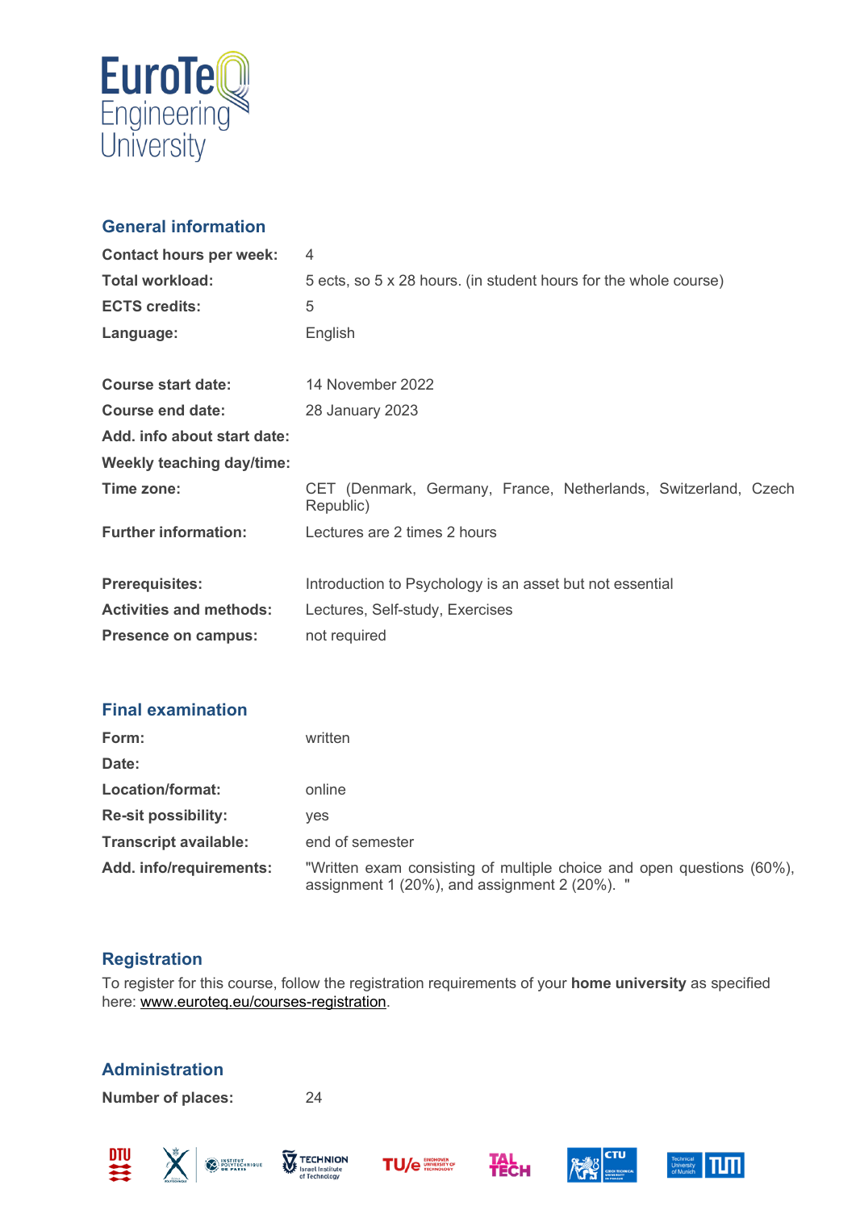## General information

| | |
|---|---|
| **Contact hours per week:** | 4 |
| **Total workload:** | 5 ects, so 5 x 28 hours. (in student hours for the whole course) |
| **ECTS credits:** | 5 |
| **Language:** | English |
| **Course start date:** | 14 November 2022 |
| **Course end date:** | 28 January 2023 |
| **Add. info about start date:** | |
| **Weekly teaching day/time:** | |
| **Time zone:** | CET (Denmark, Germany, France, Netherlands, Switzerland, Czech Republic) |
| **Further information:** | Lectures are 2 times 2 hours |
| **Prerequisites:** | Introduction to Psychology is an asset but not essential |
| **Activities and methods:** | Lectures, Self-study, Exercises |
| **Presence on campus:** | not required |

## Final examination

| | |
|---|---|
| **Form:** | written |
| **Date:** | |
| **Location/format:** | online |
| **Re-sit possibility:** | yes |
| **Transcript available:** | end of semester |
| **Add. info/requirements:** | "Written exam consisting of multiple choice and open questions (60%), assignment 1 (20%), and assignment 2 (20%). " |

## Registration

To register for this course, follow the registration requirements of your **home university** as specified here: www.euroteq.eu/courses-registration.

## Administration

| | |
|---|---|
| **Number of places:** | 24 |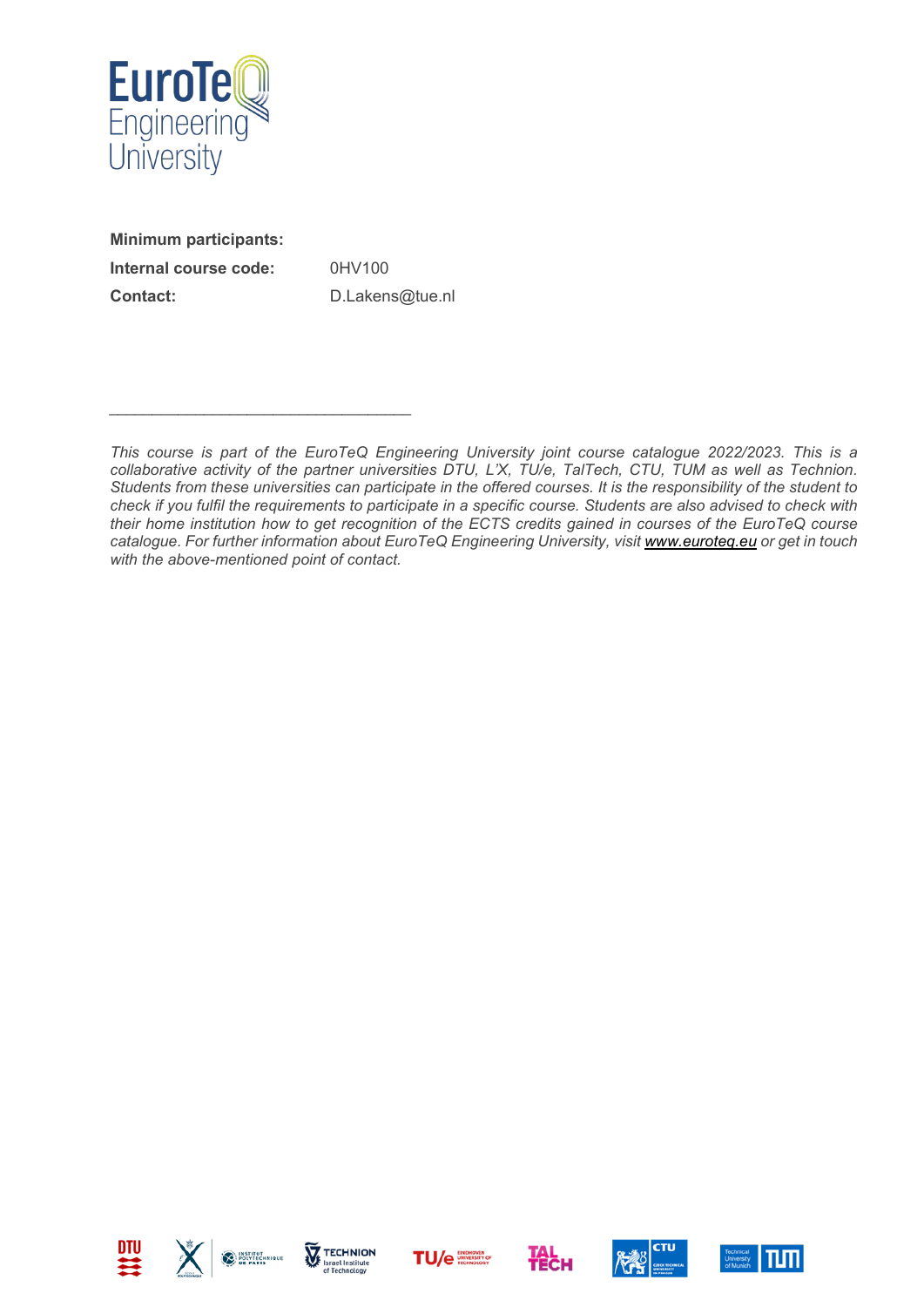| | |
|---|---|
| **Minimum participants:** | |
| **Internal course code:** | 0HV100 |
| **Contact:** | D.Lakens@tue.nl |

---

*This course is part of the EuroTeQ Engineering University joint course catalogue 2022/2023. This is a collaborative activity of the partner universities DTU, L'X, TU/e, TalTech, CTU, TUM as well as Technion. Students from these universities can participate in the offered courses. It is the responsibility of the student to check if you fulfil the requirements to participate in a specific course. Students are also advised to check with their home institution how to get recognition of the ECTS credits gained in courses of the EuroTeQ course catalogue. For further information about EuroTeQ Engineering University, visit [www.euroteq.eu](http://www.euroteq.eu) or get in touch with the above-mentioned point of contact.*